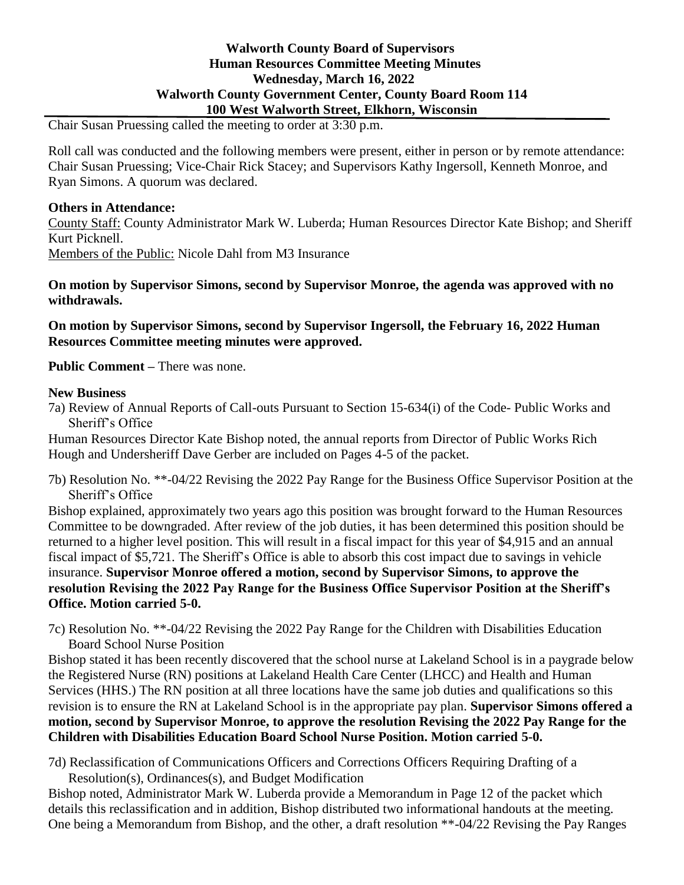**Walworth County Board of Supervisors**
**Human Resources Committee Meeting Minutes**
**Wednesday, March 16, 2022**
**Walworth County Government Center, County Board Room 114**
**100 West Walworth Street, Elkhorn, Wisconsin**

Chair Susan Pruessing called the meeting to order at 3:30 p.m.

Roll call was conducted and the following members were present, either in person or by remote attendance: Chair Susan Pruessing; Vice-Chair Rick Stacey; and Supervisors Kathy Ingersoll, Kenneth Monroe, and Ryan Simons. A quorum was declared.

**Others in Attendance:**
County Staff: County Administrator Mark W. Luberda; Human Resources Director Kate Bishop; and Sheriff Kurt Picknell.
Members of the Public: Nicole Dahl from M3 Insurance

**On motion by Supervisor Simons, second by Supervisor Monroe, the agenda was approved with no withdrawals.**

**On motion by Supervisor Simons, second by Supervisor Ingersoll, the February 16, 2022 Human Resources Committee meeting minutes were approved.**

**Public Comment –** There was none.

**New Business**

7a) Review of Annual Reports of Call-outs Pursuant to Section 15-634(i) of the Code- Public Works and Sheriff's Office

Human Resources Director Kate Bishop noted, the annual reports from Director of Public Works Rich Hough and Undersheriff Dave Gerber are included on Pages 4-5 of the packet.

7b) Resolution No. **-04/22 Revising the 2022 Pay Range for the Business Office Supervisor Position at the Sheriff's Office

Bishop explained, approximately two years ago this position was brought forward to the Human Resources Committee to be downgraded. After review of the job duties, it has been determined this position should be returned to a higher level position. This will result in a fiscal impact for this year of $4,915 and an annual fiscal impact of $5,721. The Sheriff's Office is able to absorb this cost impact due to savings in vehicle insurance. **Supervisor Monroe offered a motion, second by Supervisor Simons, to approve the resolution Revising the 2022 Pay Range for the Business Office Supervisor Position at the Sheriff's Office. Motion carried 5-0.**

7c) Resolution No. **-04/22 Revising the 2022 Pay Range for the Children with Disabilities Education Board School Nurse Position

Bishop stated it has been recently discovered that the school nurse at Lakeland School is in a paygrade below the Registered Nurse (RN) positions at Lakeland Health Care Center (LHCC) and Health and Human Services (HHS.) The RN position at all three locations have the same job duties and qualifications so this revision is to ensure the RN at Lakeland School is in the appropriate pay plan. **Supervisor Simons offered a motion, second by Supervisor Monroe, to approve the resolution Revising the 2022 Pay Range for the Children with Disabilities Education Board School Nurse Position. Motion carried 5-0.**

7d) Reclassification of Communications Officers and Corrections Officers Requiring Drafting of a Resolution(s), Ordinances(s), and Budget Modification

Bishop noted, Administrator Mark W. Luberda provide a Memorandum in Page 12 of the packet which details this reclassification and in addition, Bishop distributed two informational handouts at the meeting. One being a Memorandum from Bishop, and the other, a draft resolution **-04/22 Revising the Pay Ranges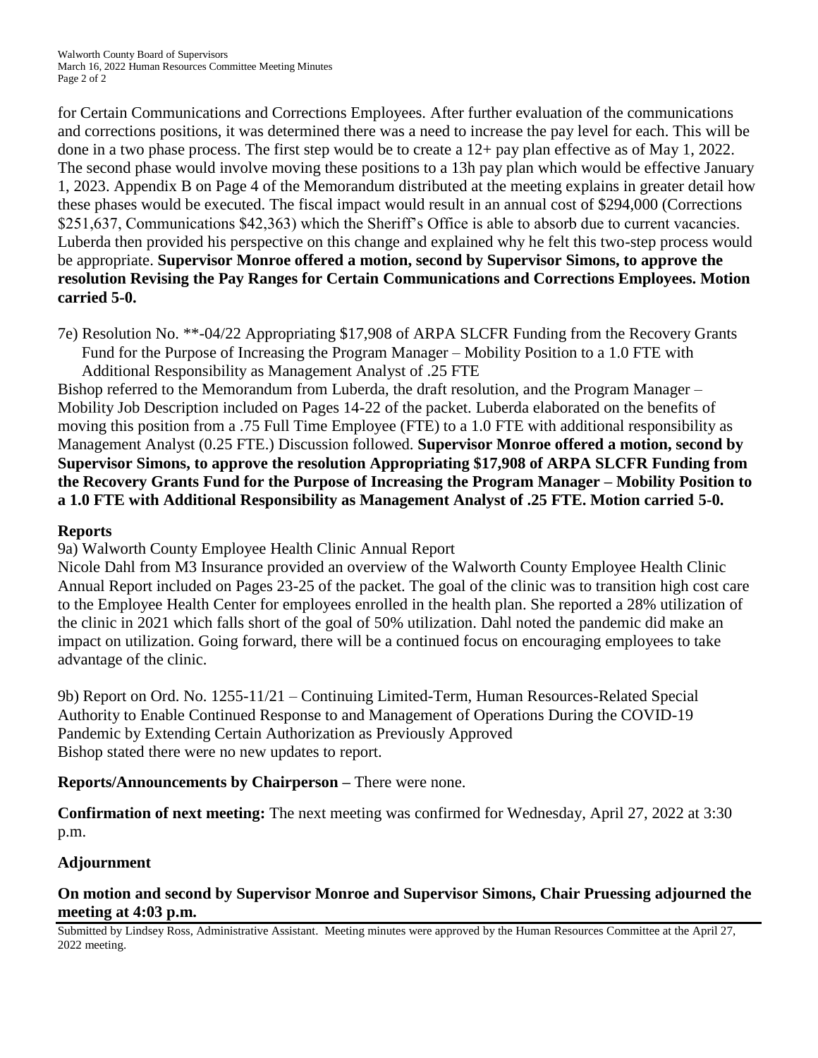for Certain Communications and Corrections Employees. After further evaluation of the communications and corrections positions, it was determined there was a need to increase the pay level for each. This will be done in a two phase process. The first step would be to create a 12+ pay plan effective as of May 1, 2022. The second phase would involve moving these positions to a 13h pay plan which would be effective January 1, 2023. Appendix B on Page 4 of the Memorandum distributed at the meeting explains in greater detail how these phases would be executed. The fiscal impact would result in an annual cost of $294,000 (Corrections $251,637, Communications $42,363) which the Sheriff's Office is able to absorb due to current vacancies. Luberda then provided his perspective on this change and explained why he felt this two-step process would be appropriate. **Supervisor Monroe offered a motion, second by Supervisor Simons, to approve the resolution Revising the Pay Ranges for Certain Communications and Corrections Employees. Motion carried 5-0.**

7e) Resolution No. **-04/22 Appropriating $17,908 of ARPA SLCFR Funding from the Recovery Grants Fund for the Purpose of Increasing the Program Manager – Mobility Position to a 1.0 FTE with Additional Responsibility as Management Analyst of .25 FTE

Bishop referred to the Memorandum from Luberda, the draft resolution, and the Program Manager – Mobility Job Description included on Pages 14-22 of the packet. Luberda elaborated on the benefits of moving this position from a .75 Full Time Employee (FTE) to a 1.0 FTE with additional responsibility as Management Analyst (0.25 FTE.) Discussion followed. **Supervisor Monroe offered a motion, second by Supervisor Simons, to approve the resolution Appropriating $17,908 of ARPA SLCFR Funding from the Recovery Grants Fund for the Purpose of Increasing the Program Manager – Mobility Position to a 1.0 FTE with Additional Responsibility as Management Analyst of .25 FTE. Motion carried 5-0.**

## Reports

9a) Walworth County Employee Health Clinic Annual Report

Nicole Dahl from M3 Insurance provided an overview of the Walworth County Employee Health Clinic Annual Report included on Pages 23-25 of the packet. The goal of the clinic was to transition high cost care to the Employee Health Center for employees enrolled in the health plan. She reported a 28% utilization of the clinic in 2021 which falls short of the goal of 50% utilization. Dahl noted the pandemic did make an impact on utilization. Going forward, there will be a continued focus on encouraging employees to take advantage of the clinic.

9b) Report on Ord. No. 1255-11/21 – Continuing Limited-Term, Human Resources-Related Special Authority to Enable Continued Response to and Management of Operations During the COVID-19 Pandemic by Extending Certain Authorization as Previously Approved

Bishop stated there were no new updates to report.

**Reports/Announcements by Chairperson –** There were none.

**Confirmation of next meeting:** The next meeting was confirmed for Wednesday, April 27, 2022 at 3:30 p.m.

## Adjournment

**On motion and second by Supervisor Monroe and Supervisor Simons, Chair Pruessing adjourned the meeting at 4:03 p.m.**

Submitted by Lindsey Ross, Administrative Assistant. Meeting minutes were approved by the Human Resources Committee at the April 27, 2022 meeting.